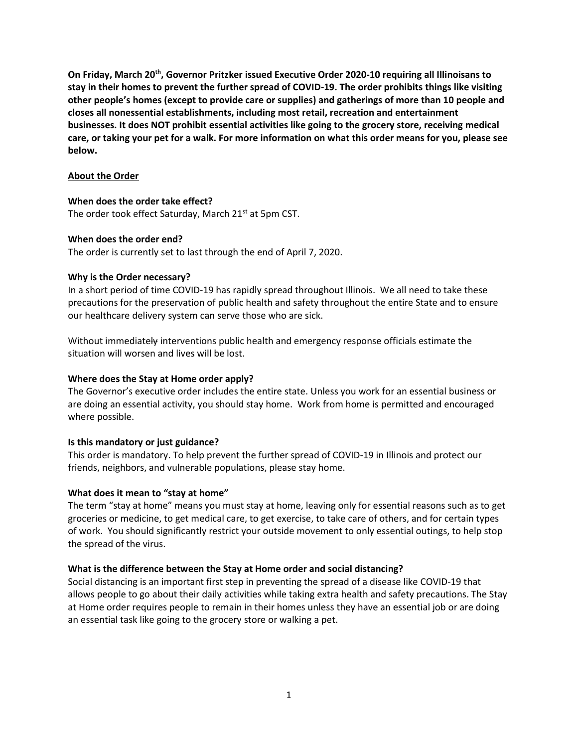**On Friday, March 20th, Governor Pritzker issued Executive Order 2020-10 requiring all Illinoisans to stay in their homes to prevent the further spread of COVID-19. The order prohibits things like visiting other people's homes (except to provide care or supplies) and gatherings of more than 10 people and closes all nonessential establishments, including most retail, recreation and entertainment businesses. It does NOT prohibit essential activities like going to the grocery store, receiving medical care, or taking your pet for a walk. For more information on what this order means for you, please see below.**

## About the Order

**When does the order take effect?**
The order took effect Saturday, March 21st at 5pm CST.

**When does the order end?**
The order is currently set to last through the end of April 7, 2020.

**Why is the Order necessary?**
In a short period of time COVID-19 has rapidly spread throughout Illinois. We all need to take these precautions for the preservation of public health and safety throughout the entire State and to ensure our healthcare delivery system can serve those who are sick.

Without immediate~~ly~~ interventions public health and emergency response officials estimate the situation will worsen and lives will be lost.

**Where does the Stay at Home order apply?**
The Governor's executive order includes the entire state. Unless you work for an essential business or are doing an essential activity, you should stay home. Work from home is permitted and encouraged where possible.

**Is this mandatory or just guidance?**
This order is mandatory. To help prevent the further spread of COVID-19 in Illinois and protect our friends, neighbors, and vulnerable populations, please stay home.

**What does it mean to "stay at home"**
The term "stay at home" means you must stay at home, leaving only for essential reasons such as to get groceries or medicine, to get medical care, to get exercise, to take care of others, and for certain types of work. You should significantly restrict your outside movement to only essential outings, to help stop the spread of the virus.

**What is the difference between the Stay at Home order and social distancing?**
Social distancing is an important first step in preventing the spread of a disease like COVID-19 that allows people to go about their daily activities while taking extra health and safety precautions. The Stay at Home order requires people to remain in their homes unless they have an essential job or are doing an essential task like going to the grocery store or walking a pet.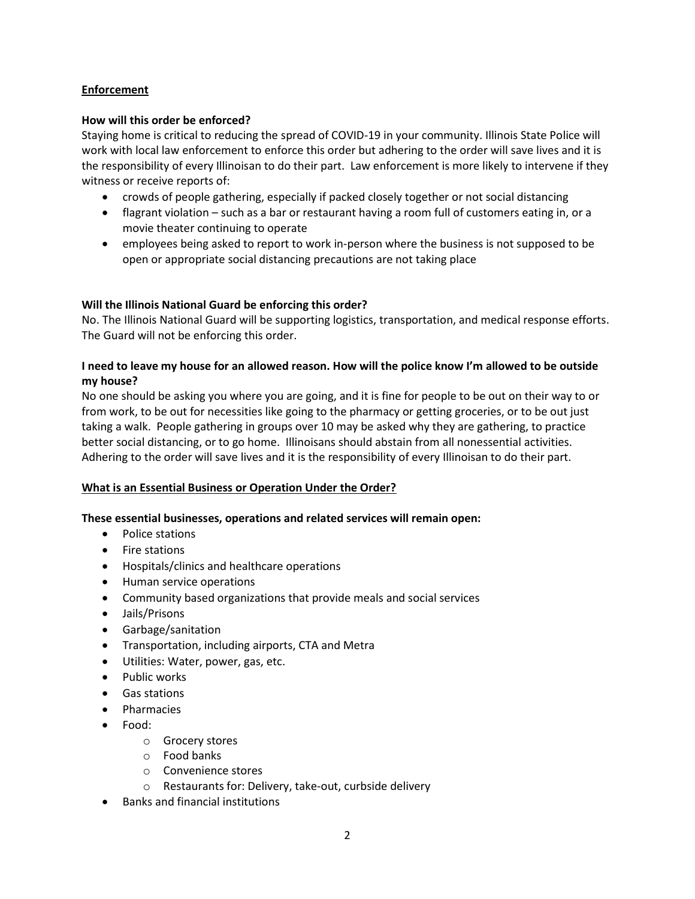## Enforcement

**How will this order be enforced?**

Staying home is critical to reducing the spread of COVID-19 in your community. Illinois State Police will work with local law enforcement to enforce this order but adhering to the order will save lives and it is the responsibility of every Illinoisan to do their part. Law enforcement is more likely to intervene if they witness or receive reports of:

- crowds of people gathering, especially if packed closely together or not social distancing
- flagrant violation – such as a bar or restaurant having a room full of customers eating in, or a movie theater continuing to operate
- employees being asked to report to work in-person where the business is not supposed to be open or appropriate social distancing precautions are not taking place

**Will the Illinois National Guard be enforcing this order?**

No. The Illinois National Guard will be supporting logistics, transportation, and medical response efforts. The Guard will not be enforcing this order.

**I need to leave my house for an allowed reason. How will the police know I'm allowed to be outside my house?**

No one should be asking you where you are going, and it is fine for people to be out on their way to or from work, to be out for necessities like going to the pharmacy or getting groceries, or to be out just taking a walk. People gathering in groups over 10 may be asked why they are gathering, to practice better social distancing, or to go home. Illinoisans should abstain from all nonessential activities. Adhering to the order will save lives and it is the responsibility of every Illinoisan to do their part.

## What is an Essential Business or Operation Under the Order?

**These essential businesses, operations and related services will remain open:**

- Police stations
- Fire stations
- Hospitals/clinics and healthcare operations
- Human service operations
- Community based organizations that provide meals and social services
- Jails/Prisons
- Garbage/sanitation
- Transportation, including airports, CTA and Metra
- Utilities: Water, power, gas, etc.
- Public works
- Gas stations
- Pharmacies
- Food:
  - Grocery stores
  - Food banks
  - Convenience stores
  - Restaurants for: Delivery, take-out, curbside delivery
- Banks and financial institutions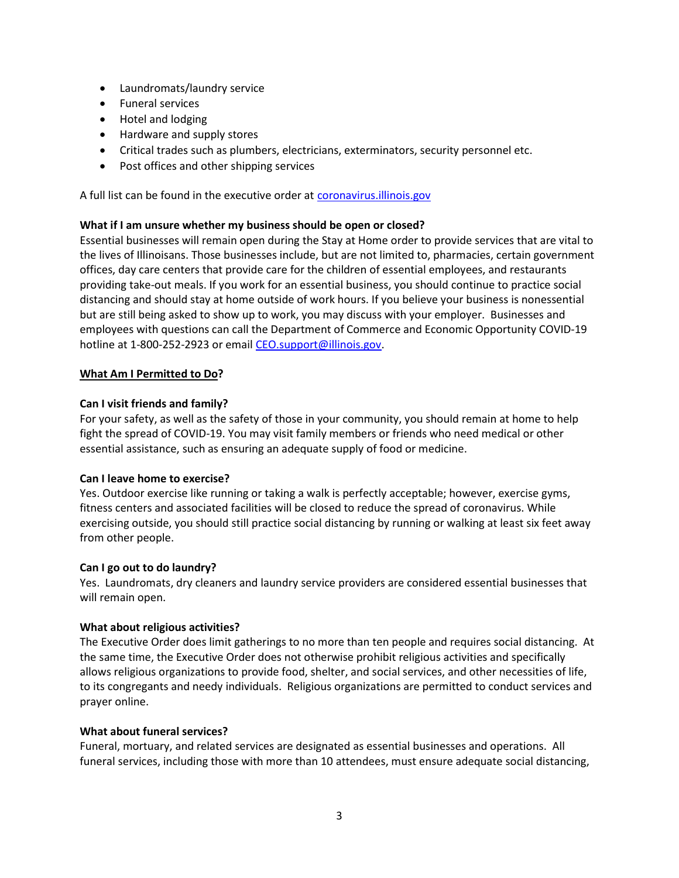- Laundromats/laundry service
- Funeral services
- Hotel and lodging
- Hardware and supply stores
- Critical trades such as plumbers, electricians, exterminators, security personnel etc.
- Post offices and other shipping services

A full list can be found in the executive order at coronavirus.illinois.gov

**What if I am unsure whether my business should be open or closed?**
Essential businesses will remain open during the Stay at Home order to provide services that are vital to the lives of Illinoisans. Those businesses include, but are not limited to, pharmacies, certain government offices, day care centers that provide care for the children of essential employees, and restaurants providing take-out meals. If you work for an essential business, you should continue to practice social distancing and should stay at home outside of work hours. If you believe your business is nonessential but are still being asked to show up to work, you may discuss with your employer. Businesses and employees with questions can call the Department of Commerce and Economic Opportunity COVID-19 hotline at 1-800-252-2923 or email CEO.support@illinois.gov.

## What Am I Permitted to Do?

**Can I visit friends and family?**
For your safety, as well as the safety of those in your community, you should remain at home to help fight the spread of COVID-19. You may visit family members or friends who need medical or other essential assistance, such as ensuring an adequate supply of food or medicine.

**Can I leave home to exercise?**
Yes. Outdoor exercise like running or taking a walk is perfectly acceptable; however, exercise gyms, fitness centers and associated facilities will be closed to reduce the spread of coronavirus. While exercising outside, you should still practice social distancing by running or walking at least six feet away from other people.

**Can I go out to do laundry?**
Yes. Laundromats, dry cleaners and laundry service providers are considered essential businesses that will remain open.

**What about religious activities?**
The Executive Order does limit gatherings to no more than ten people and requires social distancing. At the same time, the Executive Order does not otherwise prohibit religious activities and specifically allows religious organizations to provide food, shelter, and social services, and other necessities of life, to its congregants and needy individuals. Religious organizations are permitted to conduct services and prayer online.

**What about funeral services?**
Funeral, mortuary, and related services are designated as essential businesses and operations. All funeral services, including those with more than 10 attendees, must ensure adequate social distancing,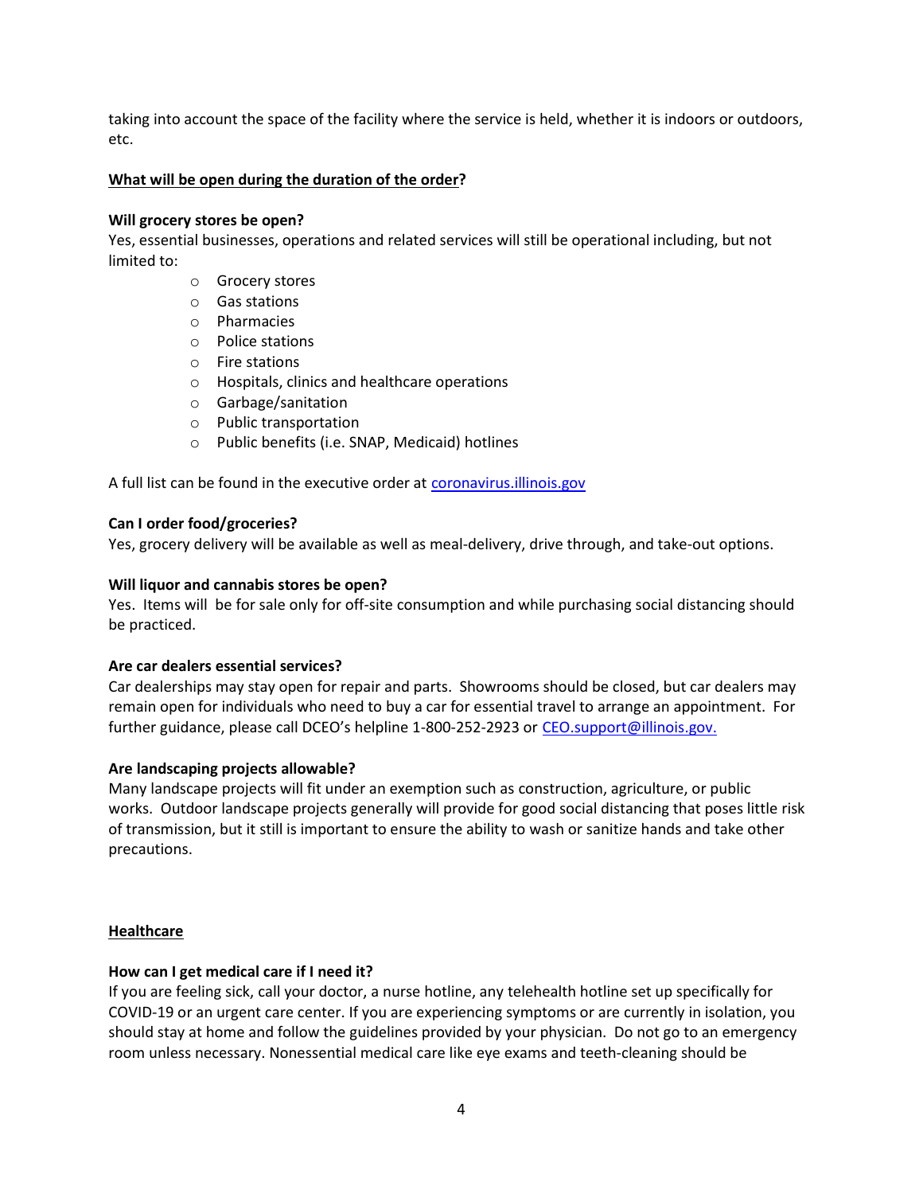taking into account the space of the facility where the service is held, whether it is indoors or outdoors, etc.

**<u>What will be open during the duration of the order</u>?**

**Will grocery stores be open?**
Yes, essential businesses, operations and related services will still be operational including, but not limited to:

- Grocery stores
- Gas stations
- Pharmacies
- Police stations
- Fire stations
- Hospitals, clinics and healthcare operations
- Garbage/sanitation
- Public transportation
- Public benefits (i.e. SNAP, Medicaid) hotlines

A full list can be found in the executive order at [coronavirus.illinois.gov](coronavirus.illinois.gov)

**Can I order food/groceries?**
Yes, grocery delivery will be available as well as meal-delivery, drive through, and take-out options.

**Will liquor and cannabis stores be open?**
Yes. Items will be for sale only for off-site consumption and while purchasing social distancing should be practiced.

**Are car dealers essential services?**
Car dealerships may stay open for repair and parts. Showrooms should be closed, but car dealers may remain open for individuals who need to buy a car for essential travel to arrange an appointment. For further guidance, please call DCEO's helpline 1-800-252-2923 or [CEO.support@illinois.gov.](mailto:CEO.support@illinois.gov)

**Are landscaping projects allowable?**
Many landscape projects will fit under an exemption such as construction, agriculture, or public works. Outdoor landscape projects generally will provide for good social distancing that poses little risk of transmission, but it still is important to ensure the ability to wash or sanitize hands and take other precautions.

**<u>Healthcare</u>**

**How can I get medical care if I need it?**
If you are feeling sick, call your doctor, a nurse hotline, any telehealth hotline set up specifically for COVID-19 or an urgent care center. If you are experiencing symptoms or are currently in isolation, you should stay at home and follow the guidelines provided by your physician. Do not go to an emergency room unless necessary. Nonessential medical care like eye exams and teeth-cleaning should be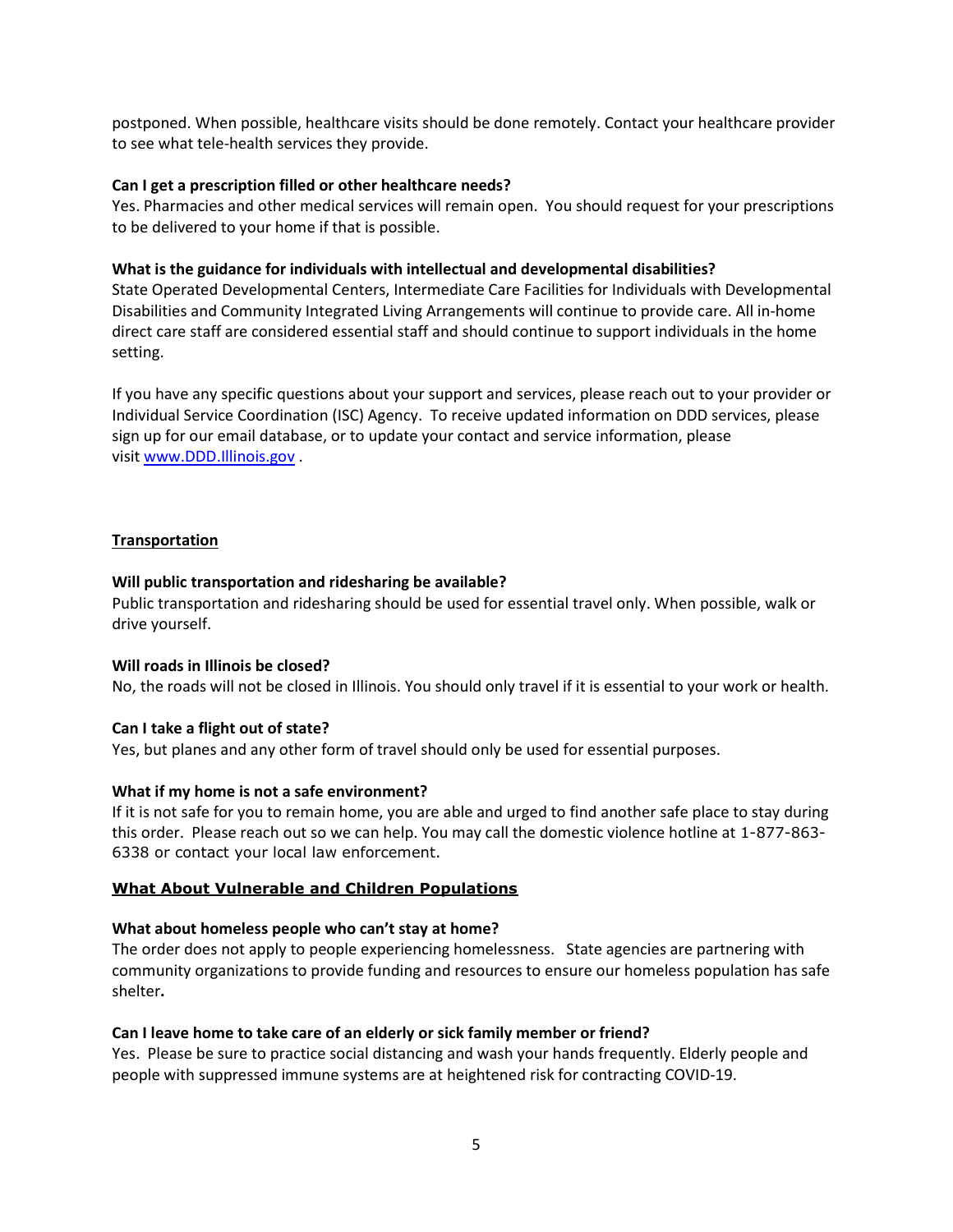postponed. When possible, healthcare visits should be done remotely. Contact your healthcare provider to see what tele-health services they provide.

**Can I get a prescription filled or other healthcare needs?**
Yes. Pharmacies and other medical services will remain open. You should request for your prescriptions to be delivered to your home if that is possible.

**What is the guidance for individuals with intellectual and developmental disabilities?**
State Operated Developmental Centers, Intermediate Care Facilities for Individuals with Developmental Disabilities and Community Integrated Living Arrangements will continue to provide care. All in-home direct care staff are considered essential staff and should continue to support individuals in the home setting.

If you have any specific questions about your support and services, please reach out to your provider or Individual Service Coordination (ISC) Agency. To receive updated information on DDD services, please sign up for our email database, or to update your contact and service information, please visit [www.DDD.Illinois.gov](http://www.DDD.Illinois.gov) .

## Transportation

**Will public transportation and ridesharing be available?**
Public transportation and ridesharing should be used for essential travel only. When possible, walk or drive yourself.

**Will roads in Illinois be closed?**
No, the roads will not be closed in Illinois. You should only travel if it is essential to your work or health.

**Can I take a flight out of state?**
Yes, but planes and any other form of travel should only be used for essential purposes.

**What if my home is not a safe environment?**
If it is not safe for you to remain home, you are able and urged to find another safe place to stay during this order. Please reach out so we can help. You may call the domestic violence hotline at 1-877-863-6338 or contact your local law enforcement.

## What About Vulnerable and Children Populations

**What about homeless people who can't stay at home?**
The order does not apply to people experiencing homelessness. State agencies are partnering with community organizations to provide funding and resources to ensure our homeless population has safe shelter**.**

**Can I leave home to take care of an elderly or sick family member or friend?**
Yes. Please be sure to practice social distancing and wash your hands frequently. Elderly people and people with suppressed immune systems are at heightened risk for contracting COVID-19.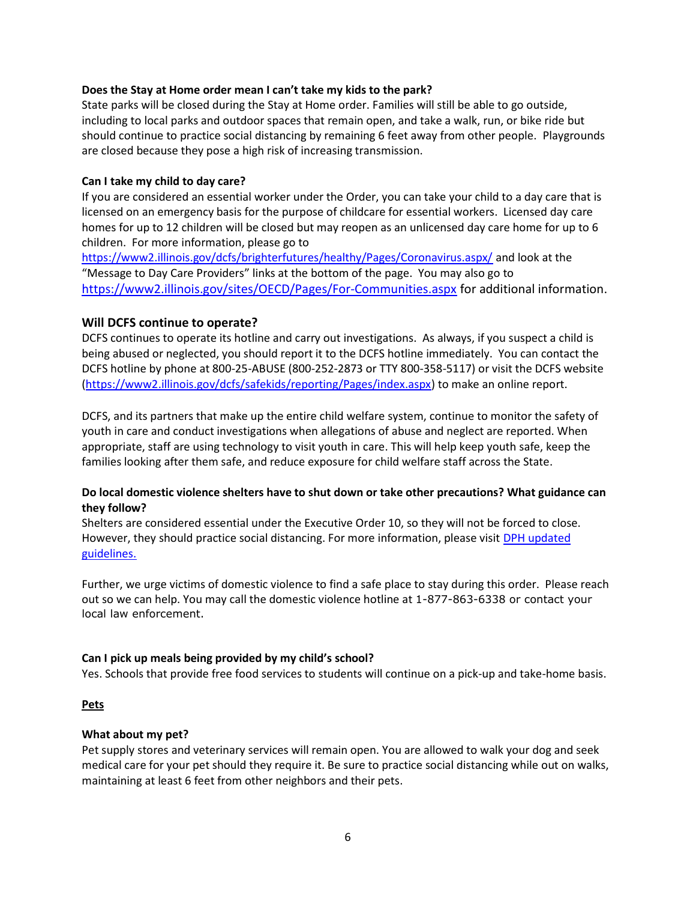**Does the Stay at Home order mean I can't take my kids to the park?**

State parks will be closed during the Stay at Home order. Families will still be able to go outside, including to local parks and outdoor spaces that remain open, and take a walk, run, or bike ride but should continue to practice social distancing by remaining 6 feet away from other people. Playgrounds are closed because they pose a high risk of increasing transmission.

**Can I take my child to day care?**

If you are considered an essential worker under the Order, you can take your child to a day care that is licensed on an emergency basis for the purpose of childcare for essential workers. Licensed day care homes for up to 12 children will be closed but may reopen as an unlicensed day care home for up to 6 children. For more information, please go to [https://www2.illinois.gov/dcfs/brighterfutures/healthy/Pages/Coronavirus.aspx/](https://www2.illinois.gov/dcfs/brighterfutures/healthy/Pages/Coronavirus.aspx/) and look at the "Message to Day Care Providers" links at the bottom of the page. You may also go to [https://www2.illinois.gov/sites/OECD/Pages/For-Communities.aspx](https://www2.illinois.gov/sites/OECD/Pages/For-Communities.aspx) for additional information.

### Will DCFS continue to operate?

DCFS continues to operate its hotline and carry out investigations. As always, if you suspect a child is being abused or neglected, you should report it to the DCFS hotline immediately. You can contact the DCFS hotline by phone at 800-25-ABUSE (800-252-2873 or TTY 800-358-5117) or visit the DCFS website ([https://www2.illinois.gov/dcfs/safekids/reporting/Pages/index.aspx](https://www2.illinois.gov/dcfs/safekids/reporting/Pages/index.aspx)) to make an online report.

DCFS, and its partners that make up the entire child welfare system, continue to monitor the safety of youth in care and conduct investigations when allegations of abuse and neglect are reported. When appropriate, staff are using technology to visit youth in care. This will help keep youth safe, keep the families looking after them safe, and reduce exposure for child welfare staff across the State.

**Do local domestic violence shelters have to shut down or take other precautions? What guidance can they follow?**

Shelters are considered essential under the Executive Order 10, so they will not be forced to close. However, they should practice social distancing. For more information, please visit DPH updated guidelines.

Further, we urge victims of domestic violence to find a safe place to stay during this order. Please reach out so we can help. You may call the domestic violence hotline at 1-877-863-6338 or contact your local law enforcement.

**Can I pick up meals being provided by my child's school?**

Yes. Schools that provide free food services to students will continue on a pick-up and take-home basis.

**<u>Pets</u>**

**What about my pet?**

Pet supply stores and veterinary services will remain open. You are allowed to walk your dog and seek medical care for your pet should they require it. Be sure to practice social distancing while out on walks, maintaining at least 6 feet from other neighbors and their pets.